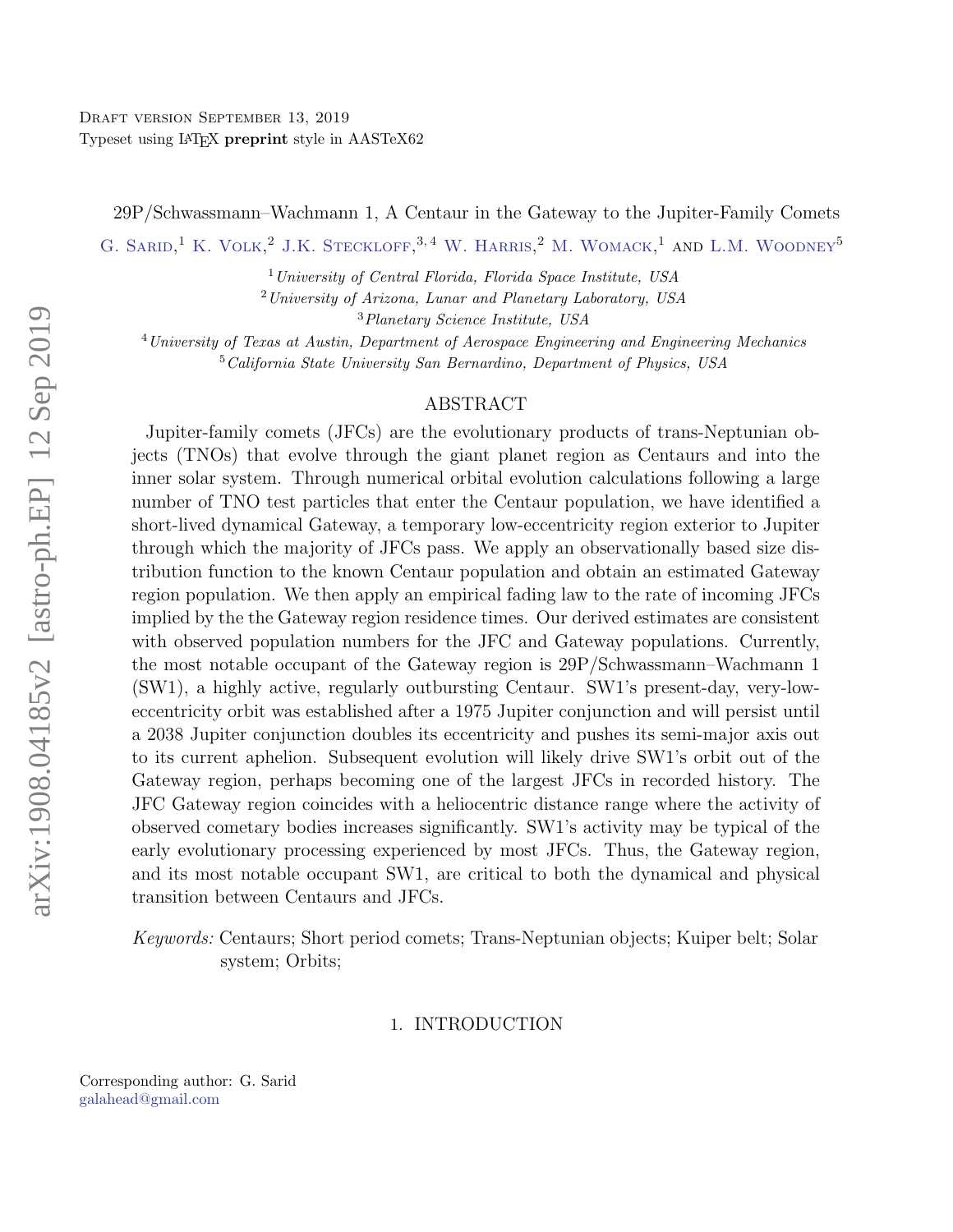Draft version September 13, 2019

Typeset using LATEX **preprint** style in AASTeX62

# 29P/Schwassmann–Wachmann 1, A Centaur in the Gateway to the Jupiter-Family Comets

G. Sarid,[1] K. Volk,[2] J.K. Steckloff,[3,4] W. Harris,[2] M. Womack,[1] and L.M. Woodney[5]

[1] *University of Central Florida, Florida Space Institute, USA*

[2] *University of Arizona, Lunar and Planetary Laboratory, USA*

[3] *Planetary Science Institute, USA*

[4] *University of Texas at Austin, Department of Aerospace Engineering and Engineering Mechanics*

[5] *California State University San Bernardino, Department of Physics, USA*

## ABSTRACT

Jupiter-family comets (JFCs) are the evolutionary products of trans-Neptunian objects (TNOs) that evolve through the giant planet region as Centaurs and into the inner solar system. Through numerical orbital evolution calculations following a large number of TNO test particles that enter the Centaur population, we have identified a short-lived dynamical Gateway, a temporary low-eccentricity region exterior to Jupiter through which the majority of JFCs pass. We apply an observationally based size distribution function to the known Centaur population and obtain an estimated Gateway region population. We then apply an empirical fading law to the rate of incoming JFCs implied by the the Gateway region residence times. Our derived estimates are consistent with observed population numbers for the JFC and Gateway populations. Currently, the most notable occupant of the Gateway region is 29P/Schwassmann–Wachmann 1 (SW1), a highly active, regularly outbursting Centaur. SW1's present-day, very-low-eccentricity orbit was established after a 1975 Jupiter conjunction and will persist until a 2038 Jupiter conjunction doubles its eccentricity and pushes its semi-major axis out to its current aphelion. Subsequent evolution will likely drive SW1's orbit out of the Gateway region, perhaps becoming one of the largest JFCs in recorded history. The JFC Gateway region coincides with a heliocentric distance range where the activity of observed cometary bodies increases significantly. SW1's activity may be typical of the early evolutionary processing experienced by most JFCs. Thus, the Gateway region, and its most notable occupant SW1, are critical to both the dynamical and physical transition between Centaurs and JFCs.

*Keywords:* Centaurs; Short period comets; Trans-Neptunian objects; Kuiper belt; Solar system; Orbits;

## 1. INTRODUCTION

Corresponding author: G. Sarid

galahead@gmail.com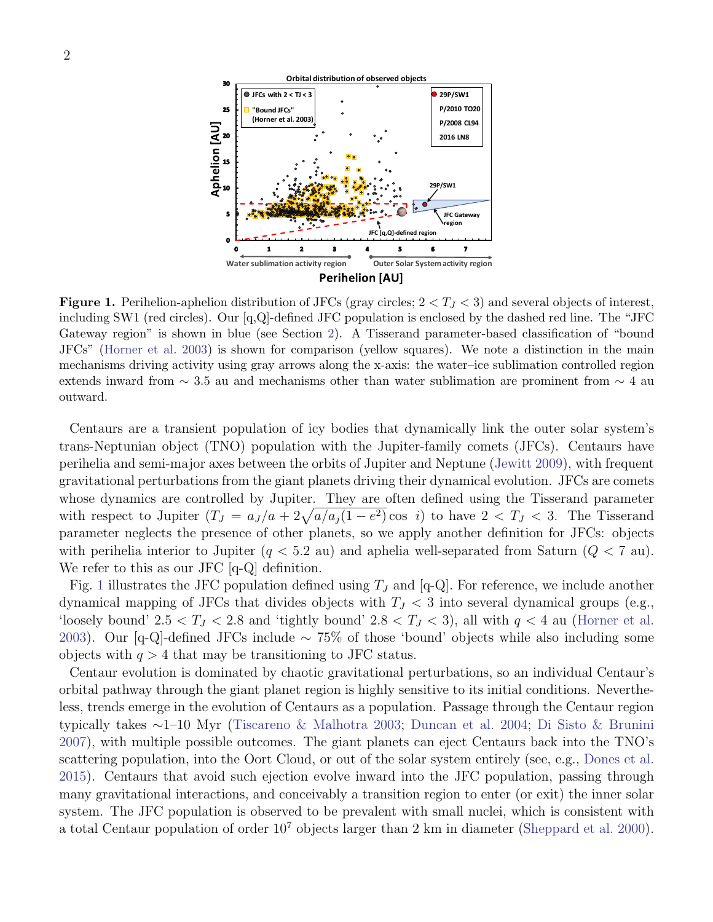**Figure 1.** Perihelion-aphelion distribution of JFCs (gray circles; $2 < T_J < 3$) and several objects of interest, including SW1 (red circles). Our [q,Q]-defined JFC population is enclosed by the dashed red line. The "JFC Gateway region" is shown in blue (see Section 2). A Tisserand parameter-based classification of "bound JFCs" (Horner et al. 2003) is shown for comparison (yellow squares). We note a distinction in the main mechanisms driving activity using gray arrows along the x-axis: the water–ice sublimation controlled region extends inward from $\sim$ 3.5 au and mechanisms other than water sublimation are prominent from $\sim$ 4 au outward.

Centaurs are a transient population of icy bodies that dynamically link the outer solar system's trans-Neptunian object (TNO) population with the Jupiter-family comets (JFCs). Centaurs have perihelia and semi-major axes between the orbits of Jupiter and Neptune (Jewitt 2009), with frequent gravitational perturbations from the giant planets driving their dynamical evolution. JFCs are comets whose dynamics are controlled by Jupiter. They are often defined using the Tisserand parameter with respect to Jupiter ($T_J = a_J/a + 2\sqrt{a/a_J(1-e^2)}\cos\ i$) to have $2 < T_J < 3$. The Tisserand parameter neglects the presence of other planets, so we apply another definition for JFCs: objects with perihelia interior to Jupiter ($q < 5.2$ au) and aphelia well-separated from Saturn ($Q < 7$ au). We refer to this as our JFC [q-Q] definition.

Fig. 1 illustrates the JFC population defined using $T_J$ and [q-Q]. For reference, we include another dynamical mapping of JFCs that divides objects with $T_J < 3$ into several dynamical groups (e.g., 'loosely bound' $2.5 < T_J < 2.8$ and 'tightly bound' $2.8 < T_J < 3$), all with $q < 4$ au (Horner et al. 2003). Our [q-Q]-defined JFCs include $\sim$ 75% of those 'bound' objects while also including some objects with $q > 4$ that may be transitioning to JFC status.

Centaur evolution is dominated by chaotic gravitational perturbations, so an individual Centaur's orbital pathway through the giant planet region is highly sensitive to its initial conditions. Nevertheless, trends emerge in the evolution of Centaurs as a population. Passage through the Centaur region typically takes $\sim$1–10 Myr (Tiscareno & Malhotra 2003; Duncan et al. 2004; Di Sisto & Brunini 2007), with multiple possible outcomes. The giant planets can eject Centaurs back into the TNO's scattering population, into the Oort Cloud, or out of the solar system entirely (see, e.g., Dones et al. 2015). Centaurs that avoid such ejection evolve inward into the JFC population, passing through many gravitational interactions, and conceivably a transition region to enter (or exit) the inner solar system. The JFC population is observed to be prevalent with small nuclei, which is consistent with a total Centaur population of order $10^7$ objects larger than 2 km in diameter (Sheppard et al. 2000).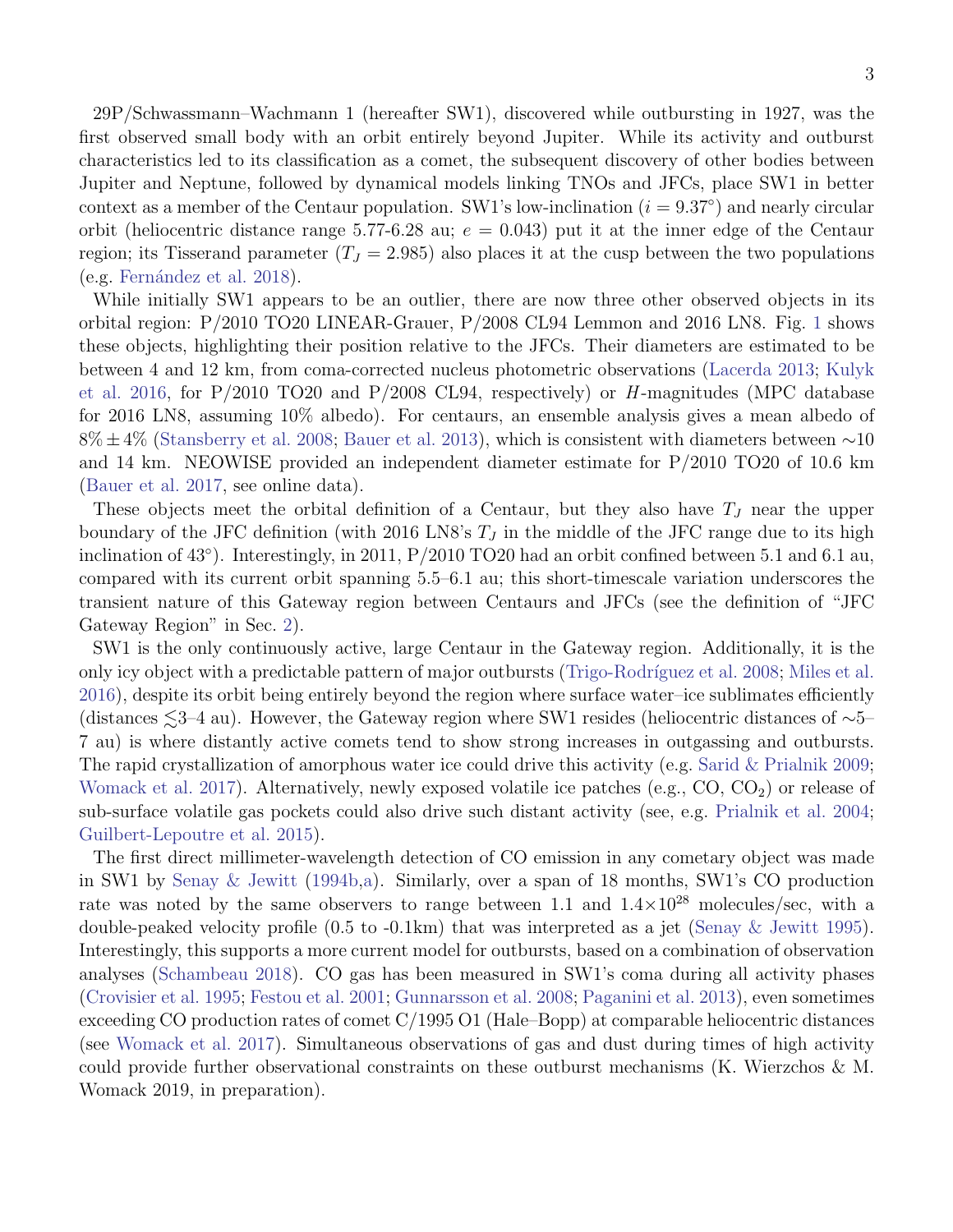29P/Schwassmann–Wachmann 1 (hereafter SW1), discovered while outbursting in 1927, was the first observed small body with an orbit entirely beyond Jupiter. While its activity and outburst characteristics led to its classification as a comet, the subsequent discovery of other bodies between Jupiter and Neptune, followed by dynamical models linking TNOs and JFCs, place SW1 in better context as a member of the Centaur population. SW1's low-inclination ($i = 9.37°$) and nearly circular orbit (heliocentric distance range 5.77-6.28 au; $e = 0.043$) put it at the inner edge of the Centaur region; its Tisserand parameter ($T_J = 2.985$) also places it at the cusp between the two populations (e.g. Fernández et al. 2018).

While initially SW1 appears to be an outlier, there are now three other observed objects in its orbital region: P/2010 TO20 LINEAR-Grauer, P/2008 CL94 Lemmon and 2016 LN8. Fig. 1 shows these objects, highlighting their position relative to the JFCs. Their diameters are estimated to be between 4 and 12 km, from coma-corrected nucleus photometric observations (Lacerda 2013; Kulyk et al. 2016, for P/2010 TO20 and P/2008 CL94, respectively) or $H$-magnitudes (MPC database for 2016 LN8, assuming 10% albedo). For centaurs, an ensemble analysis gives a mean albedo of $8\% \pm 4\%$ (Stansberry et al. 2008; Bauer et al. 2013), which is consistent with diameters between ∼10 and 14 km. NEOWISE provided an independent diameter estimate for P/2010 TO20 of 10.6 km (Bauer et al. 2017, see online data).

These objects meet the orbital definition of a Centaur, but they also have $T_J$ near the upper boundary of the JFC definition (with 2016 LN8's $T_J$ in the middle of the JFC range due to its high inclination of 43°). Interestingly, in 2011, P/2010 TO20 had an orbit confined between 5.1 and 6.1 au, compared with its current orbit spanning 5.5–6.1 au; this short-timescale variation underscores the transient nature of this Gateway region between Centaurs and JFCs (see the definition of "JFC Gateway Region" in Sec. 2).

SW1 is the only continuously active, large Centaur in the Gateway region. Additionally, it is the only icy object with a predictable pattern of major outbursts (Trigo-Rodríguez et al. 2008; Miles et al. 2016), despite its orbit being entirely beyond the region where surface water–ice sublimates efficiently (distances $\lesssim$3–4 au). However, the Gateway region where SW1 resides (heliocentric distances of ∼5–7 au) is where distantly active comets tend to show strong increases in outgassing and outbursts. The rapid crystallization of amorphous water ice could drive this activity (e.g. Sarid & Prialnik 2009; Womack et al. 2017). Alternatively, newly exposed volatile ice patches (e.g., CO, $CO_2$) or release of sub-surface volatile gas pockets could also drive such distant activity (see, e.g. Prialnik et al. 2004; Guilbert-Lepoutre et al. 2015).

The first direct millimeter-wavelength detection of CO emission in any cometary object was made in SW1 by Senay & Jewitt (1994b,a). Similarly, over a span of 18 months, SW1's CO production rate was noted by the same observers to range between 1.1 and $1.4{\times}10^{28}$ molecules/sec, with a double-peaked velocity profile (0.5 to -0.1km) that was interpreted as a jet (Senay & Jewitt 1995). Interestingly, this supports a more current model for outbursts, based on a combination of observation analyses (Schambeau 2018). CO gas has been measured in SW1's coma during all activity phases (Crovisier et al. 1995; Festou et al. 2001; Gunnarsson et al. 2008; Paganini et al. 2013), even sometimes exceeding CO production rates of comet C/1995 O1 (Hale–Bopp) at comparable heliocentric distances (see Womack et al. 2017). Simultaneous observations of gas and dust during times of high activity could provide further observational constraints on these outburst mechanisms (K. Wierzchos & M. Womack 2019, in preparation).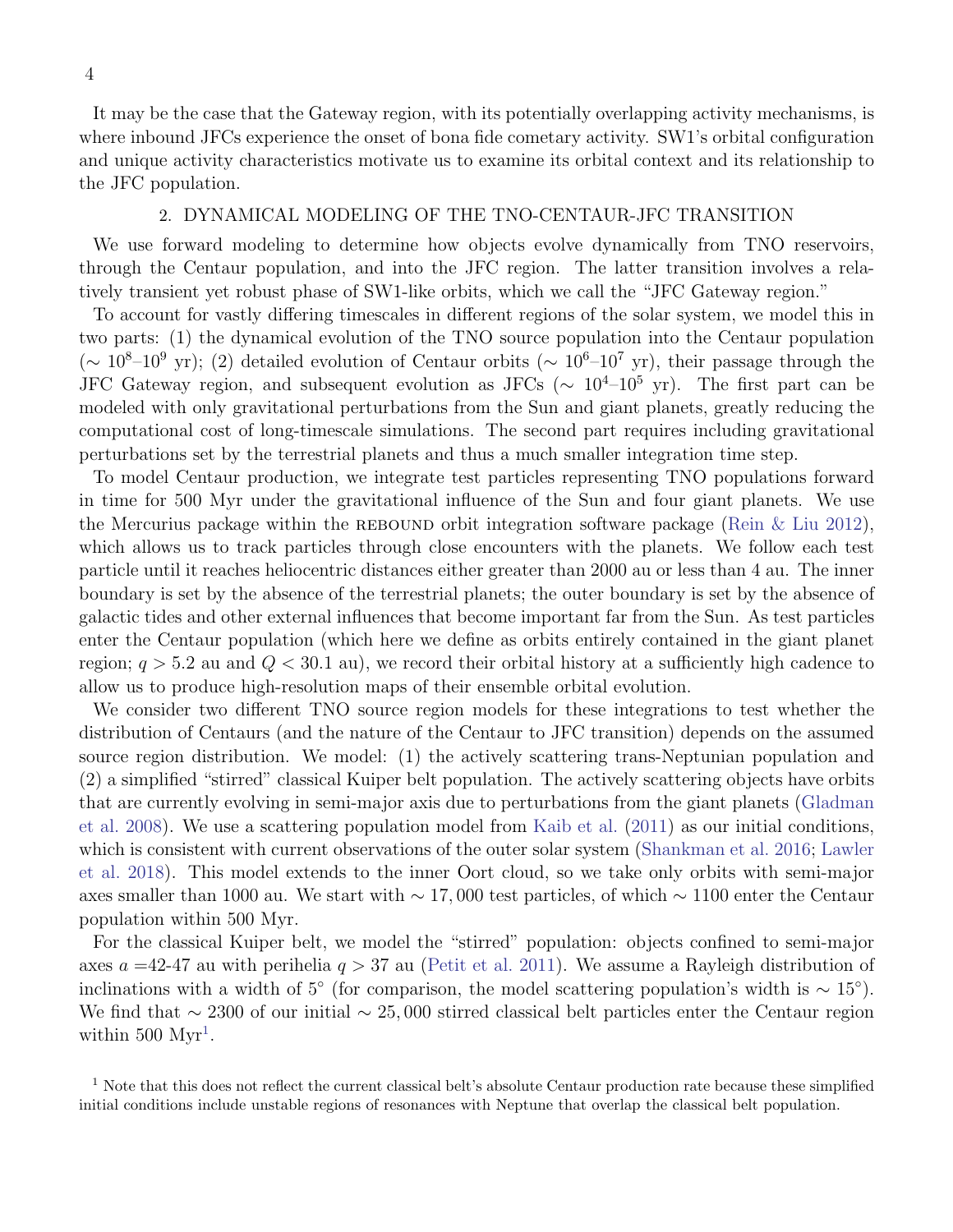It may be the case that the Gateway region, with its potentially overlapping activity mechanisms, is where inbound JFCs experience the onset of bona fide cometary activity. SW1's orbital configuration and unique activity characteristics motivate us to examine its orbital context and its relationship to the JFC population.

## 2. DYNAMICAL MODELING OF THE TNO-CENTAUR-JFC TRANSITION

We use forward modeling to determine how objects evolve dynamically from TNO reservoirs, through the Centaur population, and into the JFC region. The latter transition involves a relatively transient yet robust phase of SW1-like orbits, which we call the "JFC Gateway region."

To account for vastly differing timescales in different regions of the solar system, we model this in two parts: (1) the dynamical evolution of the TNO source population into the Centaur population ($\sim 10^8$–$10^9$ yr); (2) detailed evolution of Centaur orbits ($\sim 10^6$–$10^7$ yr), their passage through the JFC Gateway region, and subsequent evolution as JFCs ($\sim 10^4$–$10^5$ yr). The first part can be modeled with only gravitational perturbations from the Sun and giant planets, greatly reducing the computational cost of long-timescale simulations. The second part requires including gravitational perturbations set by the terrestrial planets and thus a much smaller integration time step.

To model Centaur production, we integrate test particles representing TNO populations forward in time for 500 Myr under the gravitational influence of the Sun and four giant planets. We use the Mercurius package within the REBOUND orbit integration software package (Rein & Liu 2012), which allows us to track particles through close encounters with the planets. We follow each test particle until it reaches heliocentric distances either greater than 2000 au or less than 4 au. The inner boundary is set by the absence of the terrestrial planets; the outer boundary is set by the absence of galactic tides and other external influences that become important far from the Sun. As test particles enter the Centaur population (which here we define as orbits entirely contained in the giant planet region; $q > 5.2$ au and $Q < 30.1$ au), we record their orbital history at a sufficiently high cadence to allow us to produce high-resolution maps of their ensemble orbital evolution.

We consider two different TNO source region models for these integrations to test whether the distribution of Centaurs (and the nature of the Centaur to JFC transition) depends on the assumed source region distribution. We model: (1) the actively scattering trans-Neptunian population and (2) a simplified "stirred" classical Kuiper belt population. The actively scattering objects have orbits that are currently evolving in semi-major axis due to perturbations from the giant planets (Gladman et al. 2008). We use a scattering population model from Kaib et al. (2011) as our initial conditions, which is consistent with current observations of the outer solar system (Shankman et al. 2016; Lawler et al. 2018). This model extends to the inner Oort cloud, so we take only orbits with semi-major axes smaller than 1000 au. We start with $\sim 17,000$ test particles, of which $\sim 1100$ enter the Centaur population within 500 Myr.

For the classical Kuiper belt, we model the "stirred" population: objects confined to semi-major axes $a =$42-47 au with perihelia $q > 37$ au (Petit et al. 2011). We assume a Rayleigh distribution of inclinations with a width of $5^\circ$ (for comparison, the model scattering population's width is $\sim 15^\circ$). We find that $\sim 2300$ of our initial $\sim 25,000$ stirred classical belt particles enter the Centaur region within 500 Myr[1].

[1] Note that this does not reflect the current classical belt's absolute Centaur production rate because these simplified initial conditions include unstable regions of resonances with Neptune that overlap the classical belt population.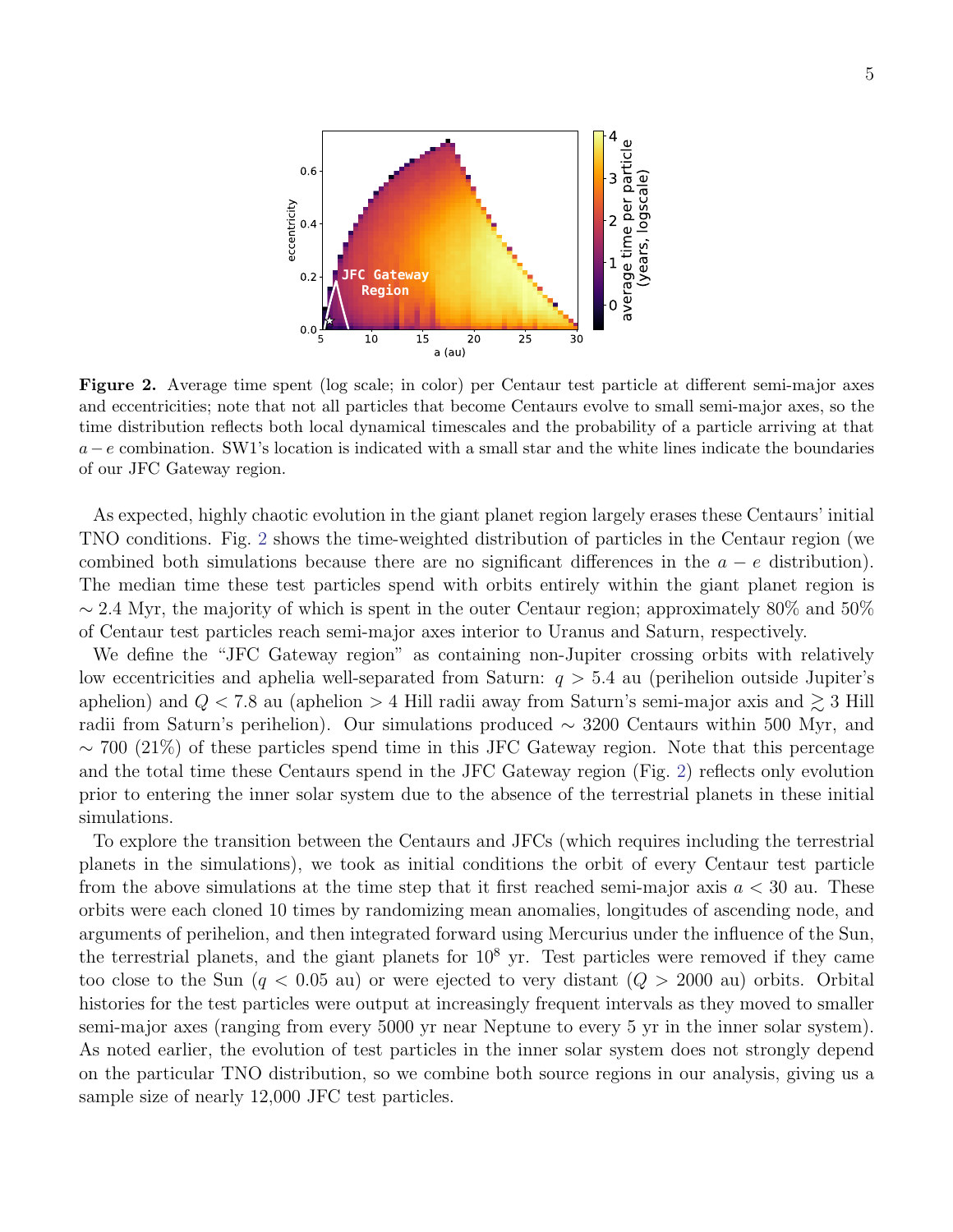**Figure 2.** Average time spent (log scale; in color) per Centaur test particle at different semi-major axes and eccentricities; note that not all particles that become Centaurs evolve to small semi-major axes, so the time distribution reflects both local dynamical timescales and the probability of a particle arriving at that $a-e$ combination. SW1's location is indicated with a small star and the white lines indicate the boundaries of our JFC Gateway region.

As expected, highly chaotic evolution in the giant planet region largely erases these Centaurs' initial TNO conditions. Fig. 2 shows the time-weighted distribution of particles in the Centaur region (we combined both simulations because there are no significant differences in the $a-e$ distribution). The median time these test particles spend with orbits entirely within the giant planet region is $\sim 2.4$ Myr, the majority of which is spent in the outer Centaur region; approximately 80% and 50% of Centaur test particles reach semi-major axes interior to Uranus and Saturn, respectively.

We define the "JFC Gateway region" as containing non-Jupiter crossing orbits with relatively low eccentricities and aphelia well-separated from Saturn: $q > 5.4$ au (perihelion outside Jupiter's aphelion) and $Q < 7.8$ au (aphelion $> 4$ Hill radii away from Saturn's semi-major axis and $\gtrsim 3$ Hill radii from Saturn's perihelion). Our simulations produced $\sim 3200$ Centaurs within 500 Myr, and $\sim 700$ (21%) of these particles spend time in this JFC Gateway region. Note that this percentage and the total time these Centaurs spend in the JFC Gateway region (Fig. 2) reflects only evolution prior to entering the inner solar system due to the absence of the terrestrial planets in these initial simulations.

To explore the transition between the Centaurs and JFCs (which requires including the terrestrial planets in the simulations), we took as initial conditions the orbit of every Centaur test particle from the above simulations at the time step that it first reached semi-major axis $a < 30$ au. These orbits were each cloned 10 times by randomizing mean anomalies, longitudes of ascending node, and arguments of perihelion, and then integrated forward using Mercurius under the influence of the Sun, the terrestrial planets, and the giant planets for $10^8$ yr. Test particles were removed if they came too close to the Sun ($q < 0.05$ au) or were ejected to very distant ($Q > 2000$ au) orbits. Orbital histories for the test particles were output at increasingly frequent intervals as they moved to smaller semi-major axes (ranging from every 5000 yr near Neptune to every 5 yr in the inner solar system). As noted earlier, the evolution of test particles in the inner solar system does not strongly depend on the particular TNO distribution, so we combine both source regions in our analysis, giving us a sample size of nearly 12,000 JFC test particles.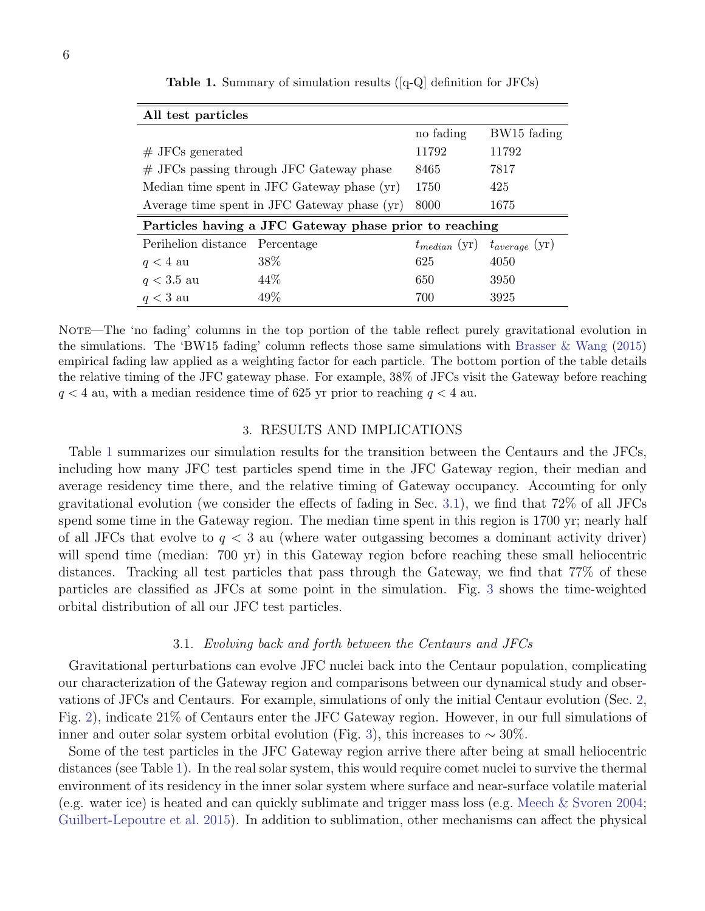**Table 1.** Summary of simulation results ([q-Q] definition for JFCs)

| **All test particles** | | | |
|---|---|---|---|
| | | no fading | BW15 fading |
| # JFCs generated | | 11792 | 11792 |
| # JFCs passing through JFC Gateway phase | | 8465 | 7817 |
| Median time spent in JFC Gateway phase (yr) | | 1750 | 425 |
| Average time spent in JFC Gateway phase (yr) | | 8000 | 1675 |
| **Particles having a JFC Gateway phase prior to reaching** | | | |
| Perihelion distance | Percentage | $t_{median}$ (yr) | $t_{average}$ (yr) |
| $q < 4$ au | 38% | 625 | 4050 |
| $q < 3.5$ au | 44% | 650 | 3950 |
| $q < 3$ au | 49% | 700 | 3925 |

Note—The 'no fading' columns in the top portion of the table reflect purely gravitational evolution in the simulations. The 'BW15 fading' column reflects those same simulations with Brasser & Wang (2015) empirical fading law applied as a weighting factor for each particle. The bottom portion of the table details the relative timing of the JFC gateway phase. For example, 38% of JFCs visit the Gateway before reaching $q < 4$ au, with a median residence time of 625 yr prior to reaching $q < 4$ au.

## 3. RESULTS AND IMPLICATIONS

Table 1 summarizes our simulation results for the transition between the Centaurs and the JFCs, including how many JFC test particles spend time in the JFC Gateway region, their median and average residency time there, and the relative timing of Gateway occupancy. Accounting for only gravitational evolution (we consider the effects of fading in Sec. 3.1), we find that 72% of all JFCs spend some time in the Gateway region. The median time spent in this region is 1700 yr; nearly half of all JFCs that evolve to $q < 3$ au (where water outgassing becomes a dominant activity driver) will spend time (median: 700 yr) in this Gateway region before reaching these small heliocentric distances. Tracking all test particles that pass through the Gateway, we find that 77% of these particles are classified as JFCs at some point in the simulation. Fig. 3 shows the time-weighted orbital distribution of all our JFC test particles.

### 3.1. *Evolving back and forth between the Centaurs and JFCs*

Gravitational perturbations can evolve JFC nuclei back into the Centaur population, complicating our characterization of the Gateway region and comparisons between our dynamical study and observations of JFCs and Centaurs. For example, simulations of only the initial Centaur evolution (Sec. 2, Fig. 2), indicate 21% of Centaurs enter the JFC Gateway region. However, in our full simulations of inner and outer solar system orbital evolution (Fig. 3), this increases to $\sim 30\%$.

Some of the test particles in the JFC Gateway region arrive there after being at small heliocentric distances (see Table 1). In the real solar system, this would require comet nuclei to survive the thermal environment of its residency in the inner solar system where surface and near-surface volatile material (e.g. water ice) is heated and can quickly sublimate and trigger mass loss (e.g. Meech & Svoren 2004; Guilbert-Lepoutre et al. 2015). In addition to sublimation, other mechanisms can affect the physical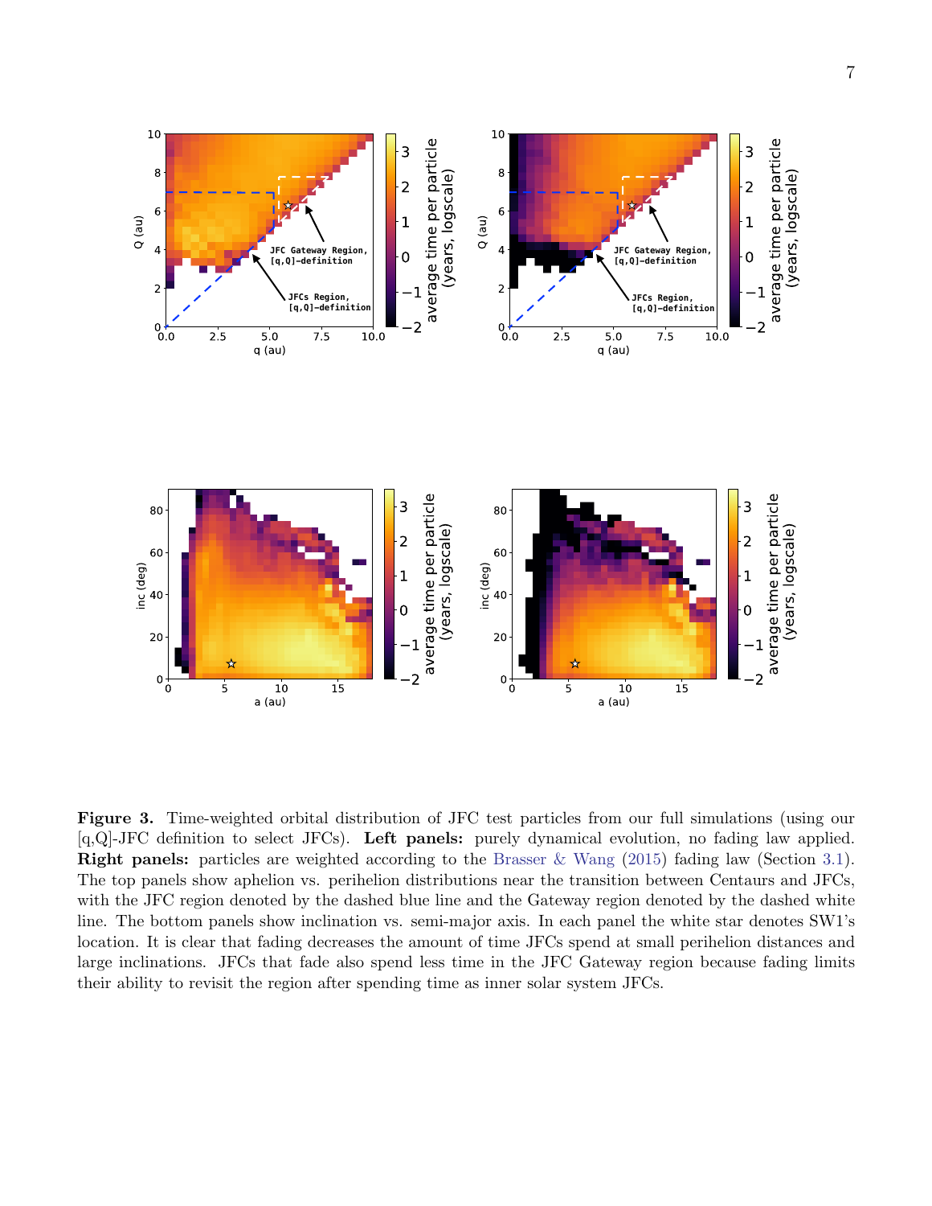**Figure 3.** Time-weighted orbital distribution of JFC test particles from our full simulations (using our [q,Q]-JFC definition to select JFCs). **Left panels:** purely dynamical evolution, no fading law applied. **Right panels:** particles are weighted according to the Brasser & Wang (2015) fading law (Section 3.1). The top panels show aphelion vs. perihelion distributions near the transition between Centaurs and JFCs, with the JFC region denoted by the dashed blue line and the Gateway region denoted by the dashed white line. The bottom panels show inclination vs. semi-major axis. In each panel the white star denotes SW1's location. It is clear that fading decreases the amount of time JFCs spend at small perihelion distances and large inclinations. JFCs that fade also spend less time in the JFC Gateway region because fading limits their ability to revisit the region after spending time as inner solar system JFCs.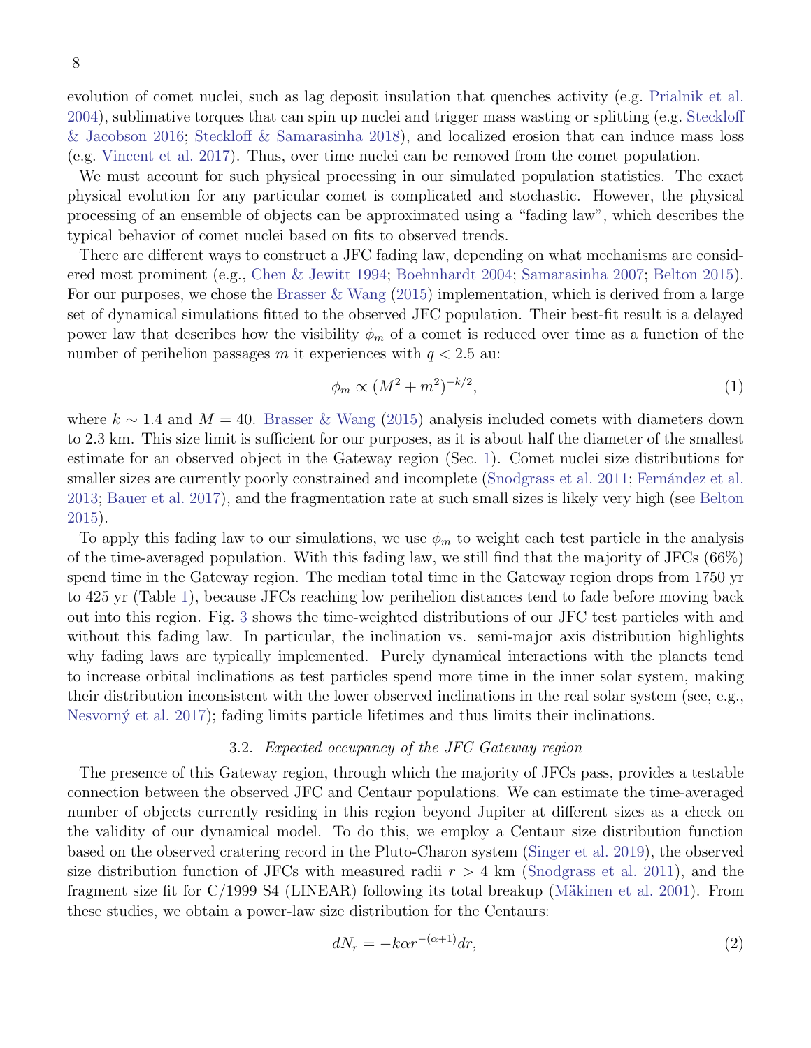evolution of comet nuclei, such as lag deposit insulation that quenches activity (e.g. Prialnik et al. 2004), sublimative torques that can spin up nuclei and trigger mass wasting or splitting (e.g. Steckloff & Jacobson 2016; Steckloff & Samarasinha 2018), and localized erosion that can induce mass loss (e.g. Vincent et al. 2017). Thus, over time nuclei can be removed from the comet population.

We must account for such physical processing in our simulated population statistics. The exact physical evolution for any particular comet is complicated and stochastic. However, the physical processing of an ensemble of objects can be approximated using a "fading law", which describes the typical behavior of comet nuclei based on fits to observed trends.

There are different ways to construct a JFC fading law, depending on what mechanisms are considered most prominent (e.g., Chen & Jewitt 1994; Boehnhardt 2004; Samarasinha 2007; Belton 2015). For our purposes, we chose the Brasser & Wang (2015) implementation, which is derived from a large set of dynamical simulations fitted to the observed JFC population. Their best-fit result is a delayed power law that describes how the visibility $\phi_m$ of a comet is reduced over time as a function of the number of perihelion passages $m$ it experiences with $q < 2.5$ au:

$$\phi_m \propto (M^2 + m^2)^{-k/2}, \tag{1}$$

where $k \sim 1.4$ and $M = 40$. Brasser & Wang (2015) analysis included comets with diameters down to 2.3 km. This size limit is sufficient for our purposes, as it is about half the diameter of the smallest estimate for an observed object in the Gateway region (Sec. 1). Comet nuclei size distributions for smaller sizes are currently poorly constrained and incomplete (Snodgrass et al. 2011; Fernández et al. 2013; Bauer et al. 2017), and the fragmentation rate at such small sizes is likely very high (see Belton 2015).

To apply this fading law to our simulations, we use $\phi_m$ to weight each test particle in the analysis of the time-averaged population. With this fading law, we still find that the majority of JFCs (66%) spend time in the Gateway region. The median total time in the Gateway region drops from 1750 yr to 425 yr (Table 1), because JFCs reaching low perihelion distances tend to fade before moving back out into this region. Fig. 3 shows the time-weighted distributions of our JFC test particles with and without this fading law. In particular, the inclination vs. semi-major axis distribution highlights why fading laws are typically implemented. Purely dynamical interactions with the planets tend to increase orbital inclinations as test particles spend more time in the inner solar system, making their distribution inconsistent with the lower observed inclinations in the real solar system (see, e.g., Nesvorný et al. 2017); fading limits particle lifetimes and thus limits their inclinations.

### 3.2. *Expected occupancy of the JFC Gateway region*

The presence of this Gateway region, through which the majority of JFCs pass, provides a testable connection between the observed JFC and Centaur populations. We can estimate the time-averaged number of objects currently residing in this region beyond Jupiter at different sizes as a check on the validity of our dynamical model. To do this, we employ a Centaur size distribution function based on the observed cratering record in the Pluto-Charon system (Singer et al. 2019), the observed size distribution function of JFCs with measured radii $r > 4$ km (Snodgrass et al. 2011), and the fragment size fit for C/1999 S4 (LINEAR) following its total breakup (Mäkinen et al. 2001). From these studies, we obtain a power-law size distribution for the Centaurs:

$$dN_r = -k\alpha r^{-(\alpha+1)} dr, \tag{2}$$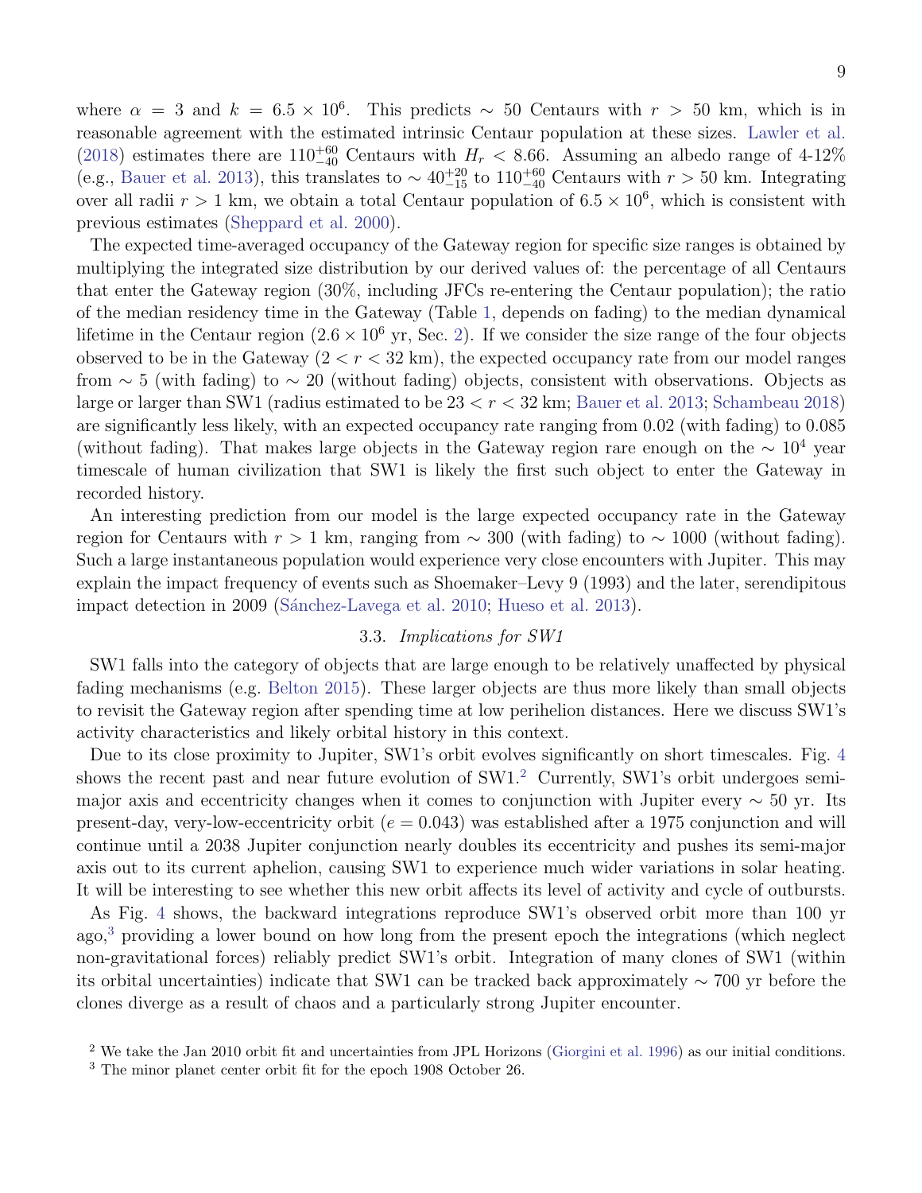where $\alpha = 3$ and $k = 6.5 \times 10^6$. This predicts $\sim 50$ Centaurs with $r > 50$ km, which is in reasonable agreement with the estimated intrinsic Centaur population at these sizes. Lawler et al. (2018) estimates there are $110^{+60}_{-40}$ Centaurs with $H_r < 8.66$. Assuming an albedo range of 4-12% (e.g., Bauer et al. 2013), this translates to $\sim 40^{+20}_{-15}$ to $110^{+60}_{-40}$ Centaurs with $r > 50$ km. Integrating over all radii $r > 1$ km, we obtain a total Centaur population of $6.5 \times 10^6$, which is consistent with previous estimates (Sheppard et al. 2000).

The expected time-averaged occupancy of the Gateway region for specific size ranges is obtained by multiplying the integrated size distribution by our derived values of: the percentage of all Centaurs that enter the Gateway region (30%, including JFCs re-entering the Centaur population); the ratio of the median residency time in the Gateway (Table 1, depends on fading) to the median dynamical lifetime in the Centaur region ($2.6 \times 10^6$ yr, Sec. 2). If we consider the size range of the four objects observed to be in the Gateway ($2 < r < 32$ km), the expected occupancy rate from our model ranges from $\sim 5$ (with fading) to $\sim 20$ (without fading) objects, consistent with observations. Objects as large or larger than SW1 (radius estimated to be $23 < r < 32$ km; Bauer et al. 2013; Schambeau 2018) are significantly less likely, with an expected occupancy rate ranging from 0.02 (with fading) to 0.085 (without fading). That makes large objects in the Gateway region rare enough on the $\sim 10^4$ year timescale of human civilization that SW1 is likely the first such object to enter the Gateway in recorded history.

An interesting prediction from our model is the large expected occupancy rate in the Gateway region for Centaurs with $r > 1$ km, ranging from $\sim 300$ (with fading) to $\sim 1000$ (without fading). Such a large instantaneous population would experience very close encounters with Jupiter. This may explain the impact frequency of events such as Shoemaker–Levy 9 (1993) and the later, serendipitous impact detection in 2009 (Sánchez-Lavega et al. 2010; Hueso et al. 2013).

### 3.3. *Implications for SW1*

SW1 falls into the category of objects that are large enough to be relatively unaffected by physical fading mechanisms (e.g. Belton 2015). These larger objects are thus more likely than small objects to revisit the Gateway region after spending time at low perihelion distances. Here we discuss SW1's activity characteristics and likely orbital history in this context.

Due to its close proximity to Jupiter, SW1's orbit evolves significantly on short timescales. Fig. 4 shows the recent past and near future evolution of SW1.[2] Currently, SW1's orbit undergoes semi-major axis and eccentricity changes when it comes to conjunction with Jupiter every $\sim 50$ yr. Its present-day, very-low-eccentricity orbit ($e = 0.043$) was established after a 1975 conjunction and will continue until a 2038 Jupiter conjunction nearly doubles its eccentricity and pushes its semi-major axis out to its current aphelion, causing SW1 to experience much wider variations in solar heating. It will be interesting to see whether this new orbit affects its level of activity and cycle of outbursts.

As Fig. 4 shows, the backward integrations reproduce SW1's observed orbit more than 100 yr ago,[3] providing a lower bound on how long from the present epoch the integrations (which neglect non-gravitational forces) reliably predict SW1's orbit. Integration of many clones of SW1 (within its orbital uncertainties) indicate that SW1 can be tracked back approximately $\sim 700$ yr before the clones diverge as a result of chaos and a particularly strong Jupiter encounter.

[2] We take the Jan 2010 orbit fit and uncertainties from JPL Horizons (Giorgini et al. 1996) as our initial conditions.

[3] The minor planet center orbit fit for the epoch 1908 October 26.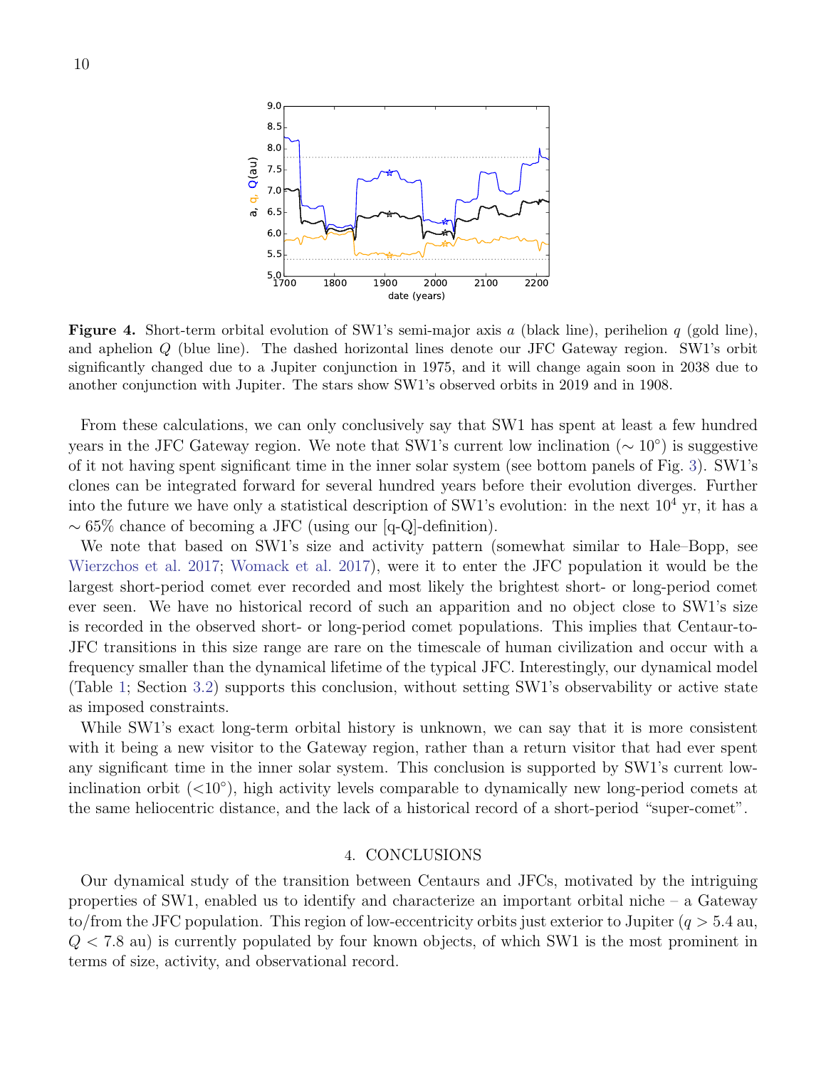**Figure 4.** Short-term orbital evolution of SW1's semi-major axis $a$ (black line), perihelion $q$ (gold line), and aphelion $Q$ (blue line). The dashed horizontal lines denote our JFC Gateway region. SW1's orbit significantly changed due to a Jupiter conjunction in 1975, and it will change again soon in 2038 due to another conjunction with Jupiter. The stars show SW1's observed orbits in 2019 and in 1908.

From these calculations, we can only conclusively say that SW1 has spent at least a few hundred years in the JFC Gateway region. We note that SW1's current low inclination ($\sim 10°$) is suggestive of it not having spent significant time in the inner solar system (see bottom panels of Fig. 3). SW1's clones can be integrated forward for several hundred years before their evolution diverges. Further into the future we have only a statistical description of SW1's evolution: in the next $10^4$ yr, it has a $\sim 65\%$ chance of becoming a JFC (using our [q-Q]-definition).

We note that based on SW1's size and activity pattern (somewhat similar to Hale–Bopp, see Wierzchos et al. 2017; Womack et al. 2017), were it to enter the JFC population it would be the largest short-period comet ever recorded and most likely the brightest short- or long-period comet ever seen. We have no historical record of such an apparition and no object close to SW1's size is recorded in the observed short- or long-period comet populations. This implies that Centaur-to-JFC transitions in this size range are rare on the timescale of human civilization and occur with a frequency smaller than the dynamical lifetime of the typical JFC. Interestingly, our dynamical model (Table 1; Section 3.2) supports this conclusion, without setting SW1's observability or active state as imposed constraints.

While SW1's exact long-term orbital history is unknown, we can say that it is more consistent with it being a new visitor to the Gateway region, rather than a return visitor that had ever spent any significant time in the inner solar system. This conclusion is supported by SW1's current low-inclination orbit ($<10°$), high activity levels comparable to dynamically new long-period comets at the same heliocentric distance, and the lack of a historical record of a short-period "super-comet".

## 4. CONCLUSIONS

Our dynamical study of the transition between Centaurs and JFCs, motivated by the intriguing properties of SW1, enabled us to identify and characterize an important orbital niche – a Gateway to/from the JFC population. This region of low-eccentricity orbits just exterior to Jupiter ($q > 5.4$ au, $Q < 7.8$ au) is currently populated by four known objects, of which SW1 is the most prominent in terms of size, activity, and observational record.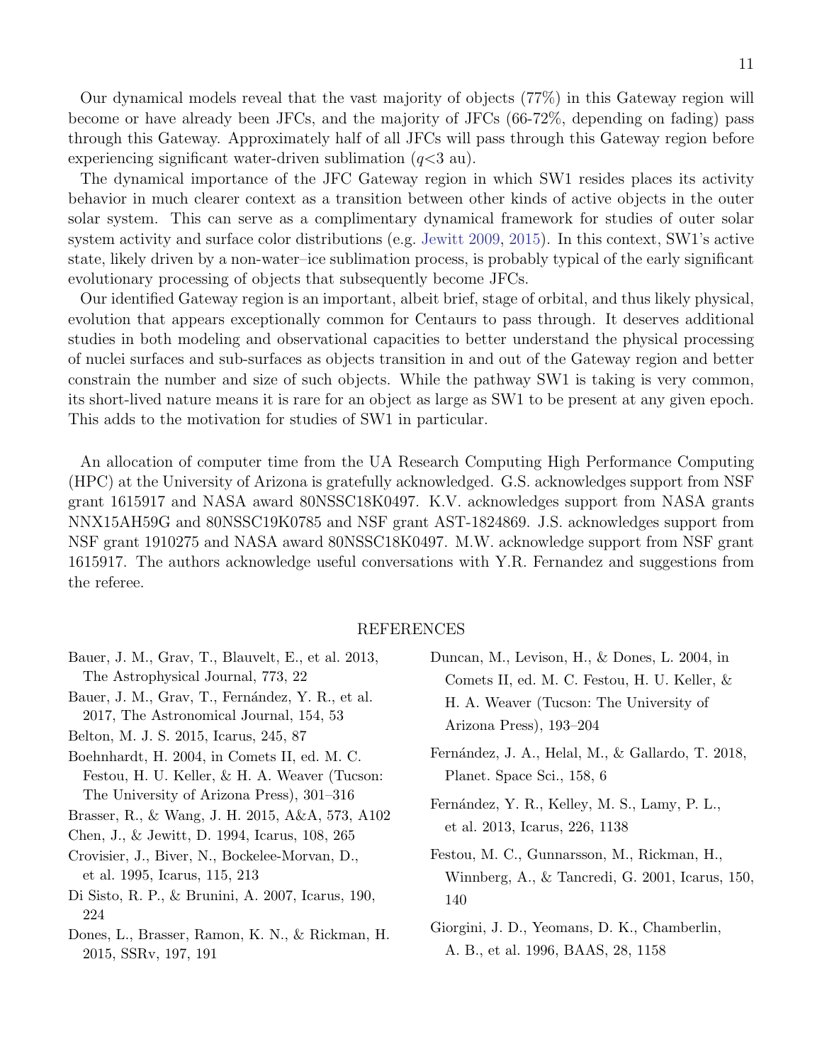Our dynamical models reveal that the vast majority of objects (77%) in this Gateway region will become or have already been JFCs, and the majority of JFCs (66-72%, depending on fading) pass through this Gateway. Approximately half of all JFCs will pass through this Gateway region before experiencing significant water-driven sublimation ($q$<3 au).

The dynamical importance of the JFC Gateway region in which SW1 resides places its activity behavior in much clearer context as a transition between other kinds of active objects in the outer solar system. This can serve as a complimentary dynamical framework for studies of outer solar system activity and surface color distributions (e.g. Jewitt 2009, 2015). In this context, SW1's active state, likely driven by a non-water–ice sublimation process, is probably typical of the early significant evolutionary processing of objects that subsequently become JFCs.

Our identified Gateway region is an important, albeit brief, stage of orbital, and thus likely physical, evolution that appears exceptionally common for Centaurs to pass through. It deserves additional studies in both modeling and observational capacities to better understand the physical processing of nuclei surfaces and sub-surfaces as objects transition in and out of the Gateway region and better constrain the number and size of such objects. While the pathway SW1 is taking is very common, its short-lived nature means it is rare for an object as large as SW1 to be present at any given epoch. This adds to the motivation for studies of SW1 in particular.

An allocation of computer time from the UA Research Computing High Performance Computing (HPC) at the University of Arizona is gratefully acknowledged. G.S. acknowledges support from NSF grant 1615917 and NASA award 80NSSC18K0497. K.V. acknowledges support from NASA grants NNX15AH59G and 80NSSC19K0785 and NSF grant AST-1824869. J.S. acknowledges support from NSF grant 1910275 and NASA award 80NSSC18K0497. M.W. acknowledge support from NSF grant 1615917. The authors acknowledge useful conversations with Y.R. Fernandez and suggestions from the referee.

## REFERENCES

Bauer, J. M., Grav, T., Blauvelt, E., et al. 2013, The Astrophysical Journal, 773, 22

Bauer, J. M., Grav, T., Fernández, Y. R., et al. 2017, The Astronomical Journal, 154, 53

Belton, M. J. S. 2015, Icarus, 245, 87

Boehnhardt, H. 2004, in Comets II, ed. M. C. Festou, H. U. Keller, & H. A. Weaver (Tucson: The University of Arizona Press), 301–316

Brasser, R., & Wang, J. H. 2015, A&A, 573, A102

Chen, J., & Jewitt, D. 1994, Icarus, 108, 265

Crovisier, J., Biver, N., Bockelee-Morvan, D., et al. 1995, Icarus, 115, 213

Di Sisto, R. P., & Brunini, A. 2007, Icarus, 190, 224

Dones, L., Brasser, Ramon, K. N., & Rickman, H. 2015, SSRv, 197, 191

Duncan, M., Levison, H., & Dones, L. 2004, in Comets II, ed. M. C. Festou, H. U. Keller, & H. A. Weaver (Tucson: The University of Arizona Press), 193–204

Fernández, J. A., Helal, M., & Gallardo, T. 2018, Planet. Space Sci., 158, 6

Fernández, Y. R., Kelley, M. S., Lamy, P. L., et al. 2013, Icarus, 226, 1138

Festou, M. C., Gunnarsson, M., Rickman, H., Winnberg, A., & Tancredi, G. 2001, Icarus, 150, 140

Giorgini, J. D., Yeomans, D. K., Chamberlin, A. B., et al. 1996, BAAS, 28, 1158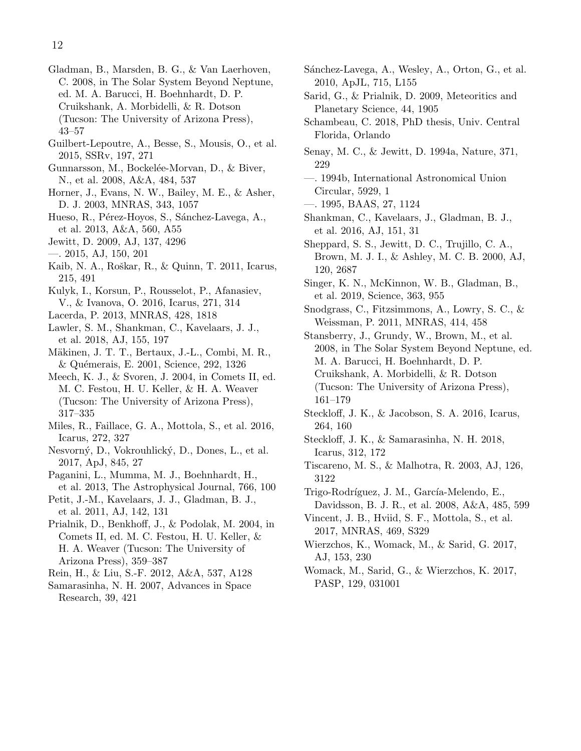Gladman, B., Marsden, B. G., & Van Laerhoven, C. 2008, in The Solar System Beyond Neptune, ed. M. A. Barucci, H. Boehnhardt, D. P. Cruikshank, A. Morbidelli, & R. Dotson (Tucson: The University of Arizona Press), 43–57

Guilbert-Lepoutre, A., Besse, S., Mousis, O., et al. 2015, SSRv, 197, 271

Gunnarsson, M., Bockelée-Morvan, D., & Biver, N., et al. 2008, A&A, 484, 537

Horner, J., Evans, N. W., Bailey, M. E., & Asher, D. J. 2003, MNRAS, 343, 1057

Hueso, R., Pérez-Hoyos, S., Sánchez-Lavega, A., et al. 2013, A&A, 560, A55

Jewitt, D. 2009, AJ, 137, 4296

—. 2015, AJ, 150, 201

Kaib, N. A., Roškar, R., & Quinn, T. 2011, Icarus, 215, 491

Kulyk, I., Korsun, P., Rousselot, P., Afanasiev, V., & Ivanova, O. 2016, Icarus, 271, 314

Lacerda, P. 2013, MNRAS, 428, 1818

Lawler, S. M., Shankman, C., Kavelaars, J. J., et al. 2018, AJ, 155, 197

Mäkinen, J. T. T., Bertaux, J.-L., Combi, M. R., & Quémerais, E. 2001, Science, 292, 1326

Meech, K. J., & Svoren, J. 2004, in Comets II, ed. M. C. Festou, H. U. Keller, & H. A. Weaver (Tucson: The University of Arizona Press), 317–335

Miles, R., Faillace, G. A., Mottola, S., et al. 2016, Icarus, 272, 327

Nesvorný, D., Vokrouhlický, D., Dones, L., et al. 2017, ApJ, 845, 27

Paganini, L., Mumma, M. J., Boehnhardt, H., et al. 2013, The Astrophysical Journal, 766, 100

Petit, J.-M., Kavelaars, J. J., Gladman, B. J., et al. 2011, AJ, 142, 131

Prialnik, D., Benkhoff, J., & Podolak, M. 2004, in Comets II, ed. M. C. Festou, H. U. Keller, & H. A. Weaver (Tucson: The University of Arizona Press), 359–387

Rein, H., & Liu, S.-F. 2012, A&A, 537, A128

Samarasinha, N. H. 2007, Advances in Space Research, 39, 421

Sánchez-Lavega, A., Wesley, A., Orton, G., et al. 2010, ApJL, 715, L155

Sarid, G., & Prialnik, D. 2009, Meteoritics and Planetary Science, 44, 1905

Schambeau, C. 2018, PhD thesis, Univ. Central Florida, Orlando

Senay, M. C., & Jewitt, D. 1994a, Nature, 371, 229

—. 1994b, International Astronomical Union Circular, 5929, 1

—. 1995, BAAS, 27, 1124

Shankman, C., Kavelaars, J., Gladman, B. J., et al. 2016, AJ, 151, 31

Sheppard, S. S., Jewitt, D. C., Trujillo, C. A., Brown, M. J. I., & Ashley, M. C. B. 2000, AJ, 120, 2687

Singer, K. N., McKinnon, W. B., Gladman, B., et al. 2019, Science, 363, 955

Snodgrass, C., Fitzsimmons, A., Lowry, S. C., & Weissman, P. 2011, MNRAS, 414, 458

Stansberry, J., Grundy, W., Brown, M., et al. 2008, in The Solar System Beyond Neptune, ed. M. A. Barucci, H. Boehnhardt, D. P. Cruikshank, A. Morbidelli, & R. Dotson (Tucson: The University of Arizona Press), 161–179

Steckloff, J. K., & Jacobson, S. A. 2016, Icarus, 264, 160

Steckloff, J. K., & Samarasinha, N. H. 2018, Icarus, 312, 172

Tiscareno, M. S., & Malhotra, R. 2003, AJ, 126, 3122

Trigo-Rodríguez, J. M., García-Melendo, E., Davidsson, B. J. R., et al. 2008, A&A, 485, 599

Vincent, J. B., Hviid, S. F., Mottola, S., et al. 2017, MNRAS, 469, S329

Wierzchos, K., Womack, M., & Sarid, G. 2017, AJ, 153, 230

Womack, M., Sarid, G., & Wierzchos, K. 2017, PASP, 129, 031001